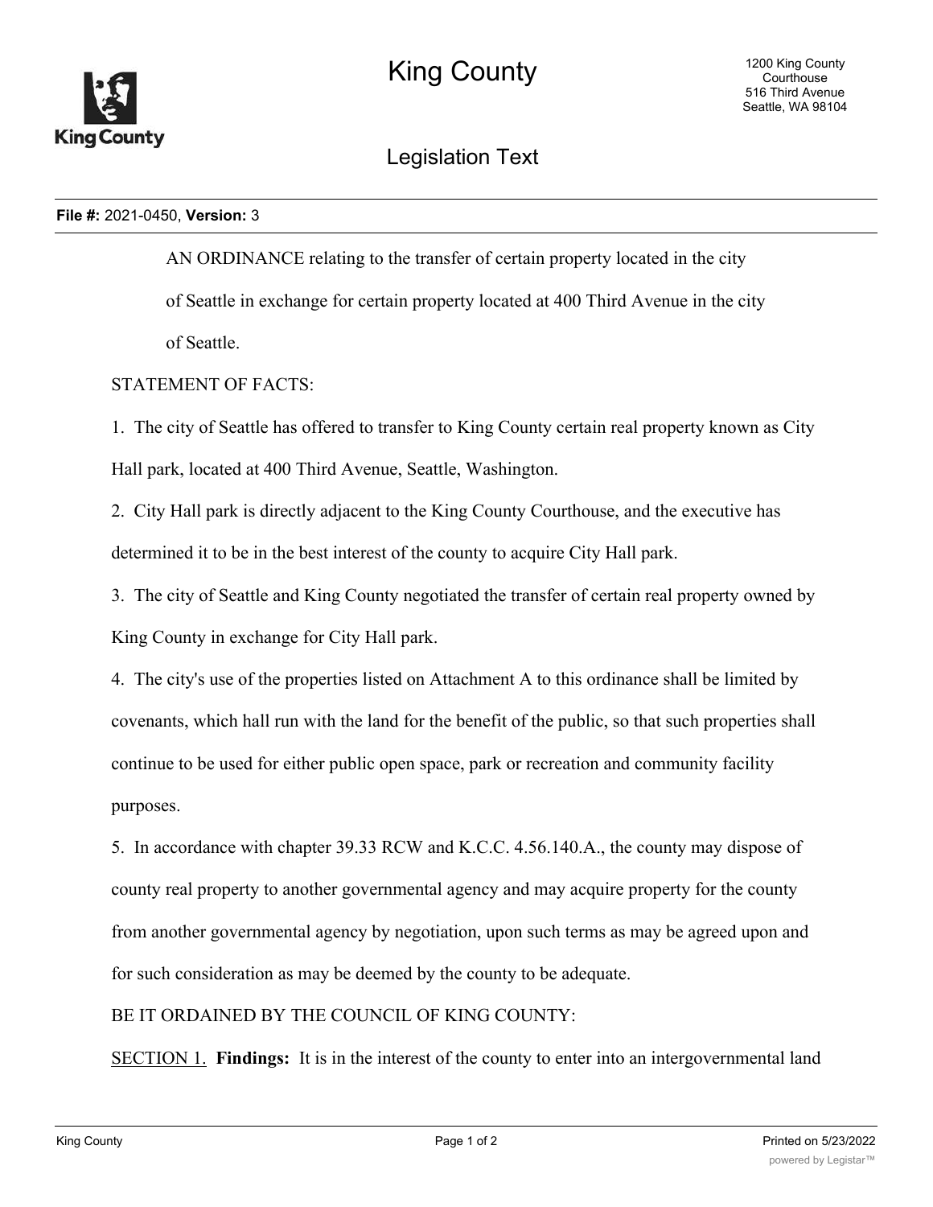# King County

## Legislation Text

**File #:** 2021-0450, **Version:** 3

AN ORDINANCE relating to the transfer of certain property located in the city of Seattle in exchange for certain property located at 400 Third Avenue in the city of Seattle.

STATEMENT OF FACTS:

1. The city of Seattle has offered to transfer to King County certain real property known as City Hall park, located at 400 Third Avenue, Seattle, Washington.

2. City Hall park is directly adjacent to the King County Courthouse, and the executive has determined it to be in the best interest of the county to acquire City Hall park.

3. The city of Seattle and King County negotiated the transfer of certain real property owned by King County in exchange for City Hall park.

4. The city's use of the properties listed on Attachment A to this ordinance shall be limited by covenants, which hall run with the land for the benefit of the public, so that such properties shall continue to be used for either public open space, park or recreation and community facility purposes.

5. In accordance with chapter 39.33 RCW and K.C.C. 4.56.140.A., the county may dispose of county real property to another governmental agency and may acquire property for the county from another governmental agency by negotiation, upon such terms as may be agreed upon and for such consideration as may be deemed by the county to be adequate.

BE IT ORDAINED BY THE COUNCIL OF KING COUNTY:

<u>SECTION 1.</u> **Findings:** It is in the interest of the county to enter into an intergovernmental land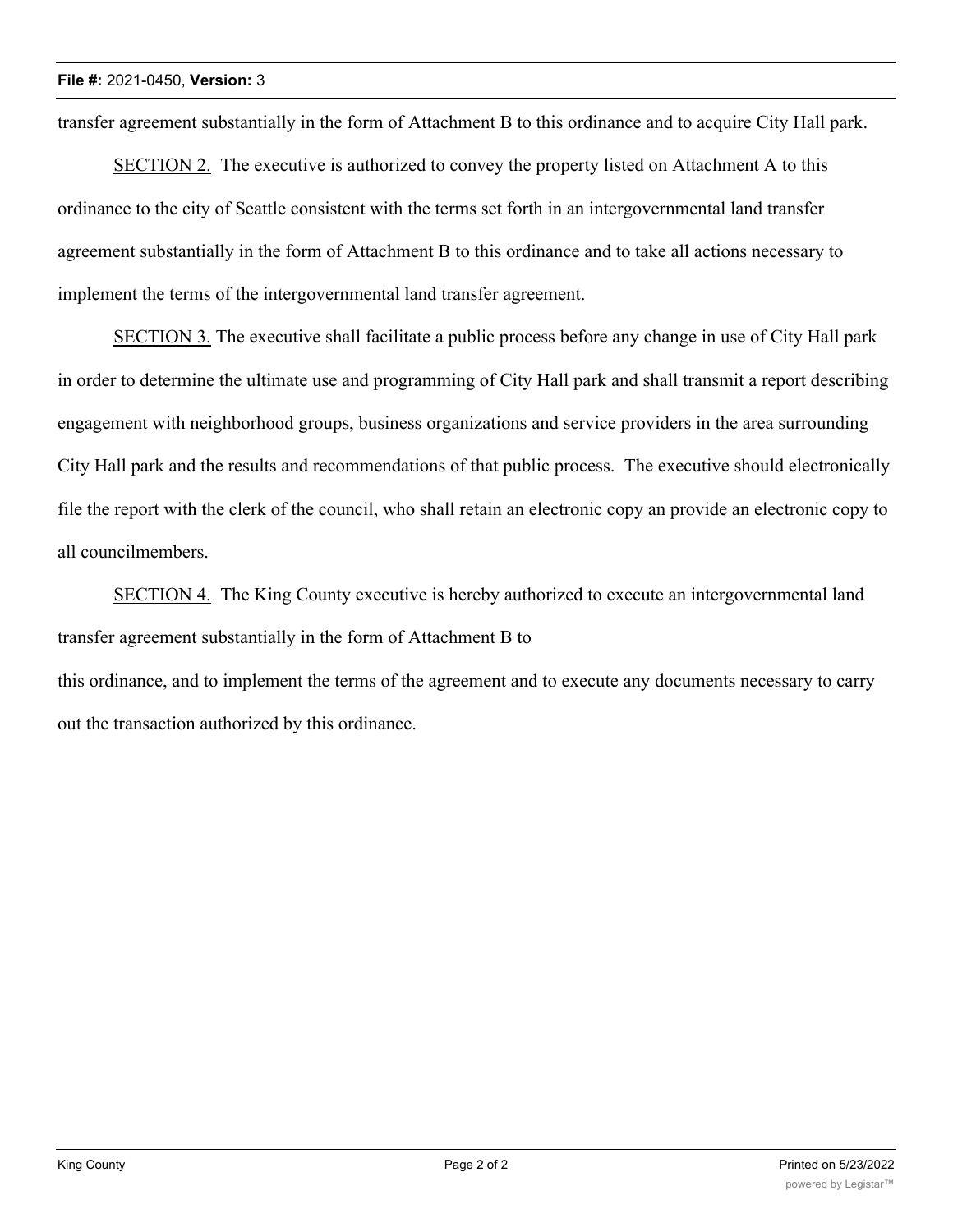transfer agreement substantially in the form of Attachment B to this ordinance and to acquire City Hall park.

SECTION 2. The executive is authorized to convey the property listed on Attachment A to this ordinance to the city of Seattle consistent with the terms set forth in an intergovernmental land transfer agreement substantially in the form of Attachment B to this ordinance and to take all actions necessary to implement the terms of the intergovernmental land transfer agreement.

SECTION 3. The executive shall facilitate a public process before any change in use of City Hall park in order to determine the ultimate use and programming of City Hall park and shall transmit a report describing engagement with neighborhood groups, business organizations and service providers in the area surrounding City Hall park and the results and recommendations of that public process. The executive should electronically file the report with the clerk of the council, who shall retain an electronic copy an provide an electronic copy to all councilmembers.

SECTION 4. The King County executive is hereby authorized to execute an intergovernmental land transfer agreement substantially in the form of Attachment B to this ordinance, and to implement the terms of the agreement and to execute any documents necessary to carry out the transaction authorized by this ordinance.